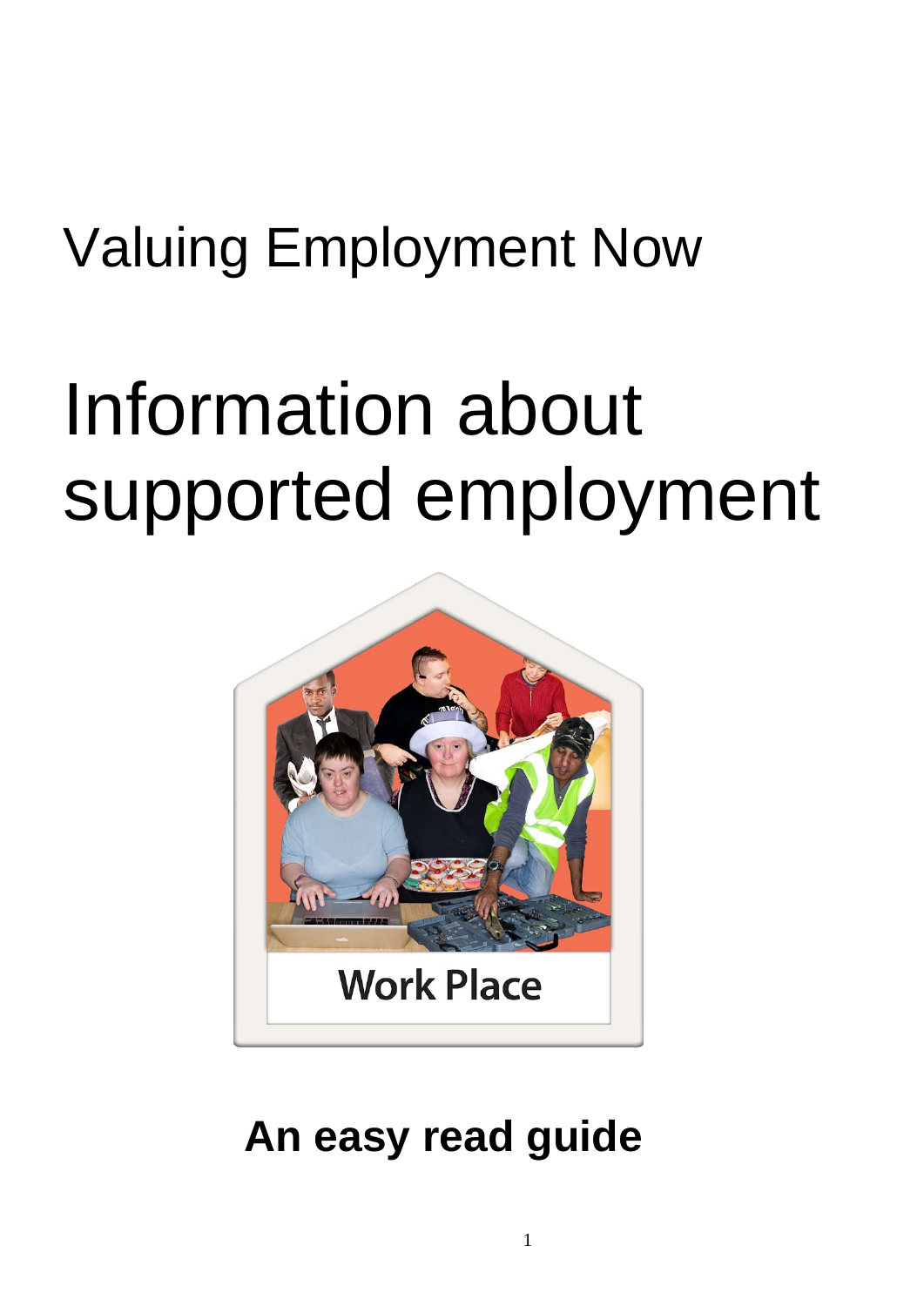Valuing Employment Now

# Information about supported employment

Work Place

**An easy read guide**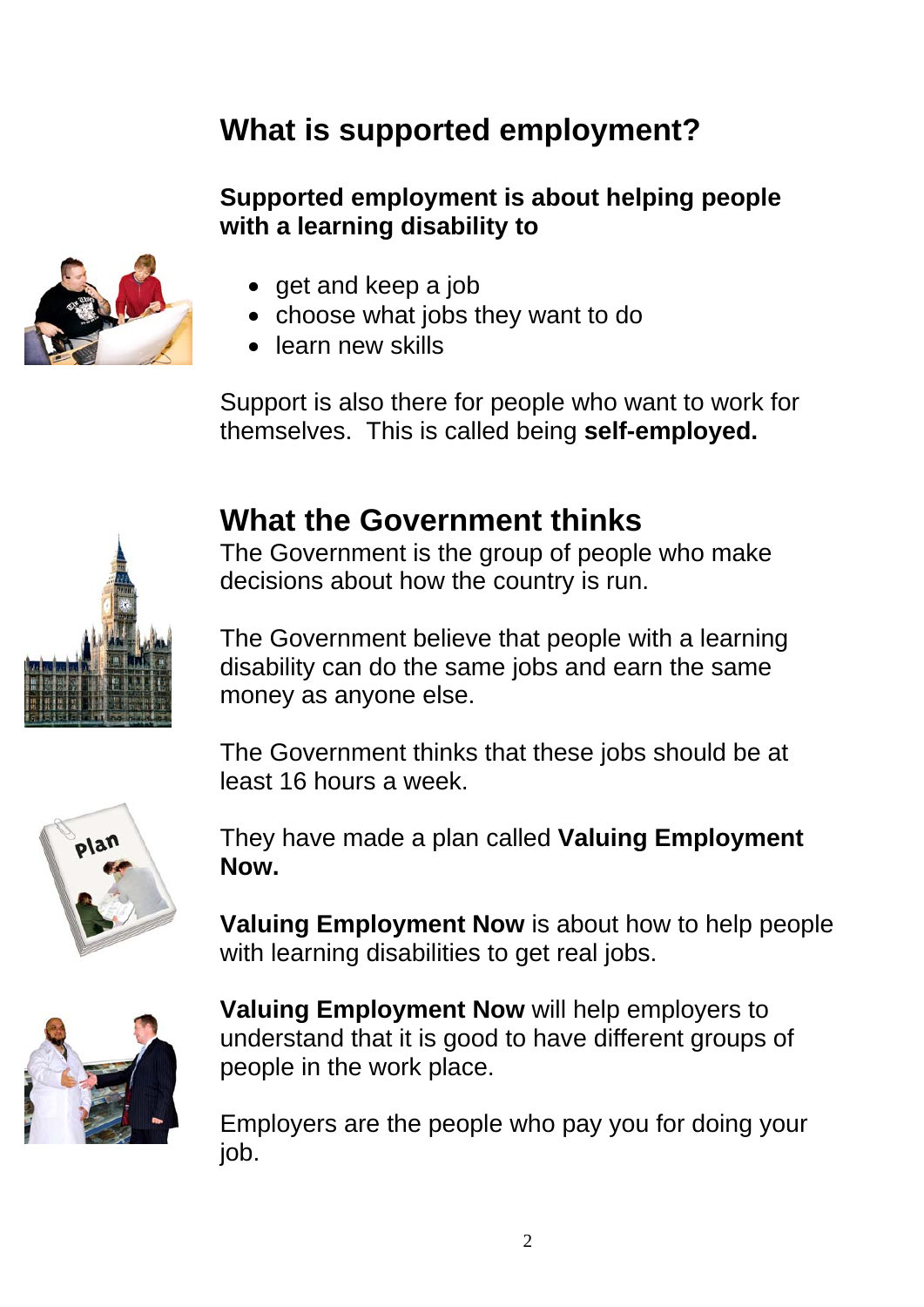## What is supported employment?

**Supported employment is about helping people with a learning disability to**

- get and keep a job
- choose what jobs they want to do
- learn new skills

Support is also there for people who want to work for themselves. This is called being **self-employed.**

## What the Government thinks

The Government is the group of people who make decisions about how the country is run.

The Government believe that people with a learning disability can do the same jobs and earn the same money as anyone else.

The Government thinks that these jobs should be at least 16 hours a week.

They have made a plan called **Valuing Employment Now.**

**Valuing Employment Now** is about how to help people with learning disabilities to get real jobs.

**Valuing Employment Now** will help employers to understand that it is good to have different groups of people in the work place.

Employers are the people who pay you for doing your job.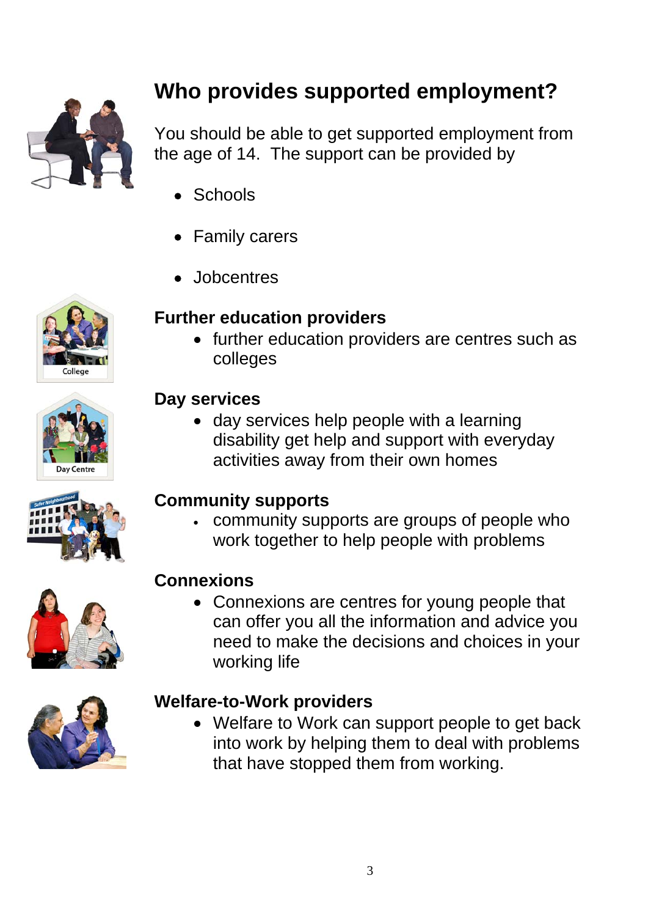# Who provides supported employment?

You should be able to get supported employment from the age of 14. The support can be provided by

- Schools
- Family carers
- Jobcentres

**Further education providers**

- further education providers are centres such as colleges

**Day services**

- day services help people with a learning disability get help and support with everyday activities away from their own homes

**Community supports**

- community supports are groups of people who work together to help people with problems

**Connexions**

- Connexions are centres for young people that can offer you all the information and advice you need to make the decisions and choices in your working life

**Welfare-to-Work providers**

- Welfare to Work can support people to get back into work by helping them to deal with problems that have stopped them from working.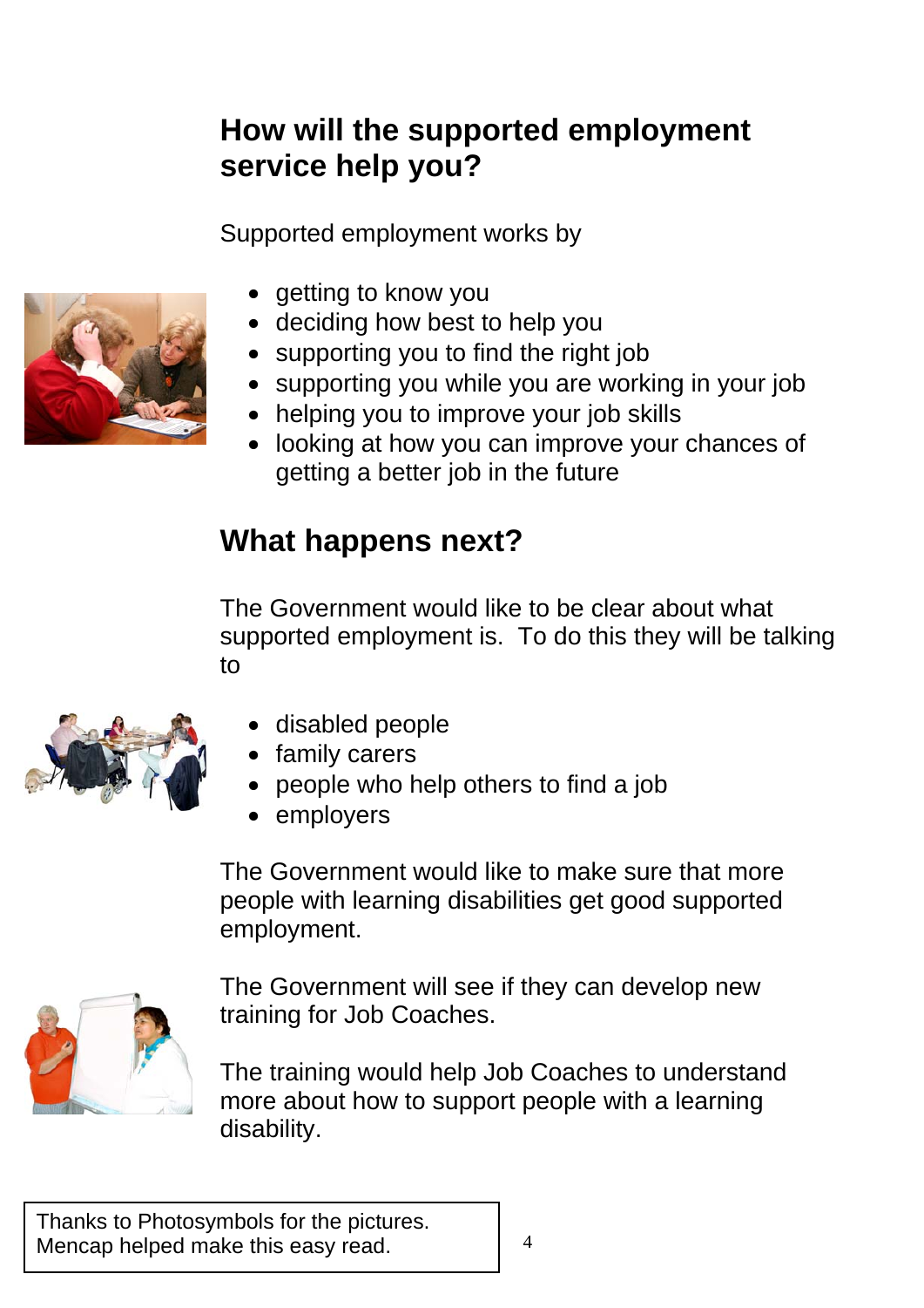## How will the supported employment service help you?

Supported employment works by

- getting to know you
- deciding how best to help you
- supporting you to find the right job
- supporting you while you are working in your job
- helping you to improve your job skills
- looking at how you can improve your chances of getting a better job in the future

## What happens next?

The Government would like to be clear about what supported employment is. To do this they will be talking to

- disabled people
- family carers
- people who help others to find a job
- employers

The Government would like to make sure that more people with learning disabilities get good supported employment.

The Government will see if they can develop new training for Job Coaches.

The training would help Job Coaches to understand more about how to support people with a learning disability.

Thanks to Photosymbols for the pictures.
Mencap helped make this easy read.